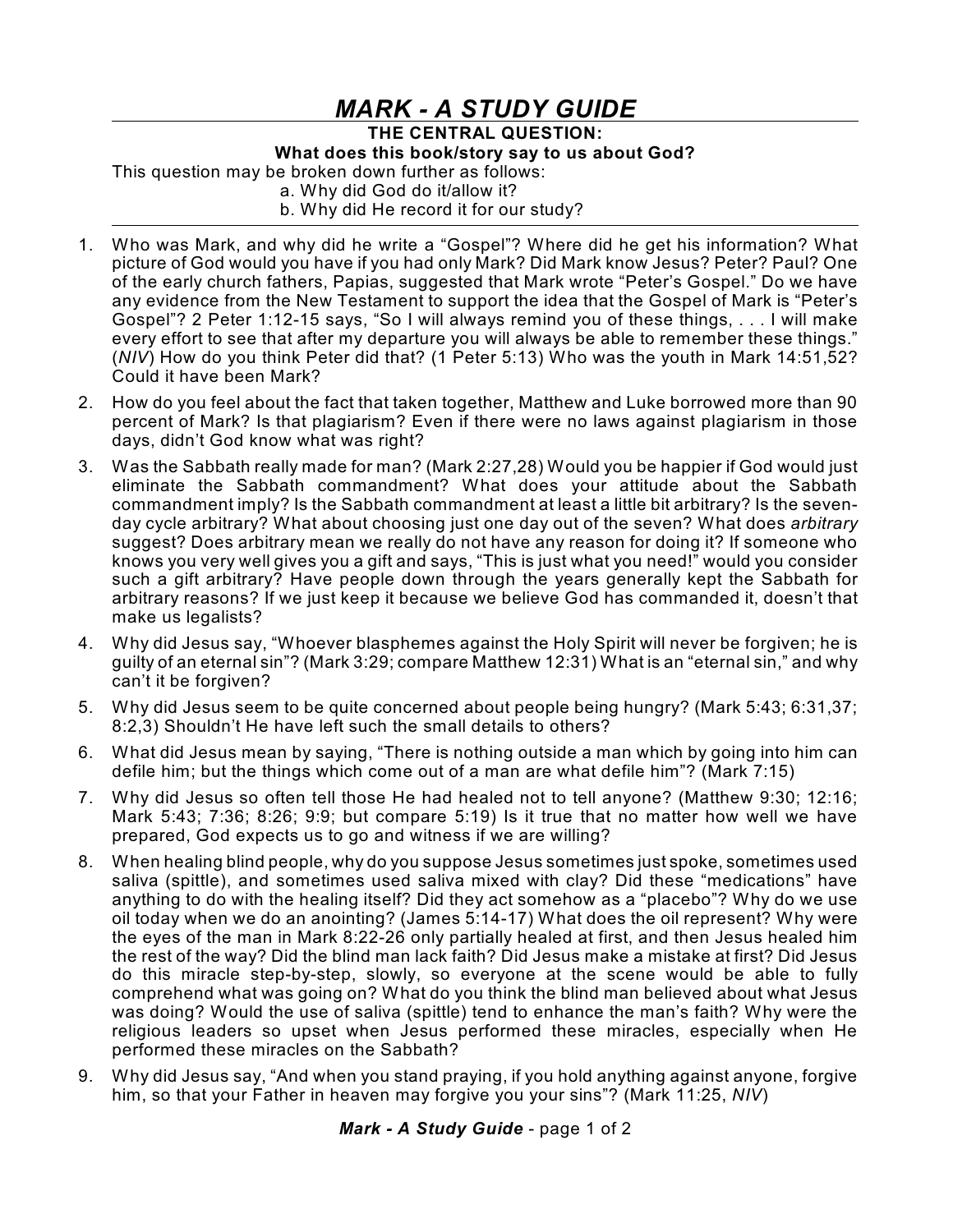# *MARK - A STUDY GUIDE*

**THE CENTRAL QUESTION:**
**What does this book/story say to us about God?**

This question may be broken down further as follows:

a. Why did God do it/allow it?
b. Why did He record it for our study?

---

1. Who was Mark, and why did he write a "Gospel"? Where did he get his information? What picture of God would you have if you had only Mark? Did Mark know Jesus? Peter? Paul? One of the early church fathers, Papias, suggested that Mark wrote "Peter's Gospel." Do we have any evidence from the New Testament to support the idea that the Gospel of Mark is "Peter's Gospel"? 2 Peter 1:12-15 says, "So I will always remind you of these things, . . . I will make every effort to see that after my departure you will always be able to remember these things." (*NIV*) How do you think Peter did that? (1 Peter 5:13) Who was the youth in Mark 14:51,52? Could it have been Mark?

2. How do you feel about the fact that taken together, Matthew and Luke borrowed more than 90 percent of Mark? Is that plagiarism? Even if there were no laws against plagiarism in those days, didn't God know what was right?

3. Was the Sabbath really made for man? (Mark 2:27,28) Would you be happier if God would just eliminate the Sabbath commandment? What does your attitude about the Sabbath commandment imply? Is the Sabbath commandment at least a little bit arbitrary? Is the seven-day cycle arbitrary? What about choosing just one day out of the seven? What does *arbitrary* suggest? Does arbitrary mean we really do not have any reason for doing it? If someone who knows you very well gives you a gift and says, "This is just what you need!" would you consider such a gift arbitrary? Have people down through the years generally kept the Sabbath for arbitrary reasons? If we just keep it because we believe God has commanded it, doesn't that make us legalists?

4. Why did Jesus say, "Whoever blasphemes against the Holy Spirit will never be forgiven; he is guilty of an eternal sin"? (Mark 3:29; compare Matthew 12:31) What is an "eternal sin," and why can't it be forgiven?

5. Why did Jesus seem to be quite concerned about people being hungry? (Mark 5:43; 6:31,37; 8:2,3) Shouldn't He have left such the small details to others?

6. What did Jesus mean by saying, "There is nothing outside a man which by going into him can defile him; but the things which come out of a man are what defile him"? (Mark 7:15)

7. Why did Jesus so often tell those He had healed not to tell anyone? (Matthew 9:30; 12:16; Mark 5:43; 7:36; 8:26; 9:9; but compare 5:19) Is it true that no matter how well we have prepared, God expects us to go and witness if we are willing?

8. When healing blind people, why do you suppose Jesus sometimes just spoke, sometimes used saliva (spittle), and sometimes used saliva mixed with clay? Did these "medications" have anything to do with the healing itself? Did they act somehow as a "placebo"? Why do we use oil today when we do an anointing? (James 5:14-17) What does the oil represent? Why were the eyes of the man in Mark 8:22-26 only partially healed at first, and then Jesus healed him the rest of the way? Did the blind man lack faith? Did Jesus make a mistake at first? Did Jesus do this miracle step-by-step, slowly, so everyone at the scene would be able to fully comprehend what was going on? What do you think the blind man believed about what Jesus was doing? Would the use of saliva (spittle) tend to enhance the man's faith? Why were the religious leaders so upset when Jesus performed these miracles, especially when He performed these miracles on the Sabbath?

9. Why did Jesus say, "And when you stand praying, if you hold anything against anyone, forgive him, so that your Father in heaven may forgive you your sins"? (Mark 11:25, *NIV*)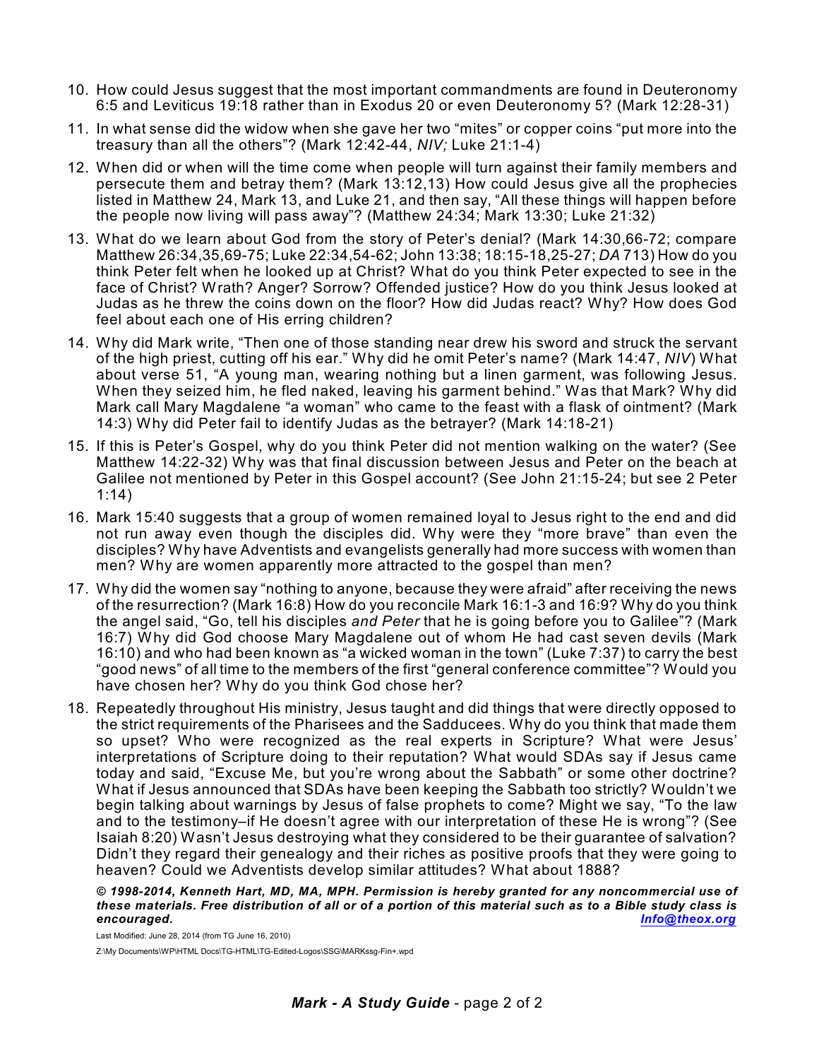10. How could Jesus suggest that the most important commandments are found in Deuteronomy 6:5 and Leviticus 19:18 rather than in Exodus 20 or even Deuteronomy 5? (Mark 12:28-31)

11. In what sense did the widow when she gave her two "mites" or copper coins "put more into the treasury than all the others"? (Mark 12:42-44, *NIV;* Luke 21:1-4)

12. When did or when will the time come when people will turn against their family members and persecute them and betray them? (Mark 13:12,13) How could Jesus give all the prophecies listed in Matthew 24, Mark 13, and Luke 21, and then say, "All these things will happen before the people now living will pass away"? (Matthew 24:34; Mark 13:30; Luke 21:32)

13. What do we learn about God from the story of Peter's denial? (Mark 14:30,66-72; compare Matthew 26:34,35,69-75; Luke 22:34,54-62; John 13:38; 18:15-18,25-27; *DA* 713) How do you think Peter felt when he looked up at Christ? What do you think Peter expected to see in the face of Christ? Wrath? Anger? Sorrow? Offended justice? How do you think Jesus looked at Judas as he threw the coins down on the floor? How did Judas react? Why? How does God feel about each one of His erring children?

14. Why did Mark write, "Then one of those standing near drew his sword and struck the servant of the high priest, cutting off his ear." Why did he omit Peter's name? (Mark 14:47, *NIV*) What about verse 51, "A young man, wearing nothing but a linen garment, was following Jesus. When they seized him, he fled naked, leaving his garment behind." Was that Mark? Why did Mark call Mary Magdalene "a woman" who came to the feast with a flask of ointment? (Mark 14:3) Why did Peter fail to identify Judas as the betrayer? (Mark 14:18-21)

15. If this is Peter's Gospel, why do you think Peter did not mention walking on the water? (See Matthew 14:22-32) Why was that final discussion between Jesus and Peter on the beach at Galilee not mentioned by Peter in this Gospel account? (See John 21:15-24; but see 2 Peter 1:14)

16. Mark 15:40 suggests that a group of women remained loyal to Jesus right to the end and did not run away even though the disciples did. Why were they "more brave" than even the disciples? Why have Adventists and evangelists generally had more success with women than men? Why are women apparently more attracted to the gospel than men?

17. Why did the women say "nothing to anyone, because they were afraid" after receiving the news of the resurrection? (Mark 16:8) How do you reconcile Mark 16:1-3 and 16:9? Why do you think the angel said, "Go, tell his disciples *and Peter* that he is going before you to Galilee"? (Mark 16:7) Why did God choose Mary Magdalene out of whom He had cast seven devils (Mark 16:10) and who had been known as "a wicked woman in the town" (Luke 7:37) to carry the best "good news" of all time to the members of the first "general conference committee"? Would you have chosen her? Why do you think God chose her?

18. Repeatedly throughout His ministry, Jesus taught and did things that were directly opposed to the strict requirements of the Pharisees and the Sadducees. Why do you think that made them so upset? Who were recognized as the real experts in Scripture? What were Jesus' interpretations of Scripture doing to their reputation? What would SDAs say if Jesus came today and said, "Excuse Me, but you're wrong about the Sabbath" or some other doctrine? What if Jesus announced that SDAs have been keeping the Sabbath too strictly? Wouldn't we begin talking about warnings by Jesus of false prophets to come? Might we say, "To the law and to the testimony–if He doesn't agree with our interpretation of these He is wrong"? (See Isaiah 8:20) Wasn't Jesus destroying what they considered to be their guarantee of salvation? Didn't they regard their genealogy and their riches as positive proofs that they were going to heaven? Could we Adventists develop similar attitudes? What about 1888?

***© 1998-2014, Kenneth Hart, MD, MA, MPH. Permission is hereby granted for any noncommercial use of these materials. Free distribution of all or of a portion of this material such as to a Bible study class is encouraged.*** ***Info@theox.org***

Last Modified: June 28, 2014 (from TG June 16, 2010)

Z:\My Documents\WP\HTML Docs\TG-HTML\TG-Edited-Logos\SSG\MARKssg-Fin+.wpd